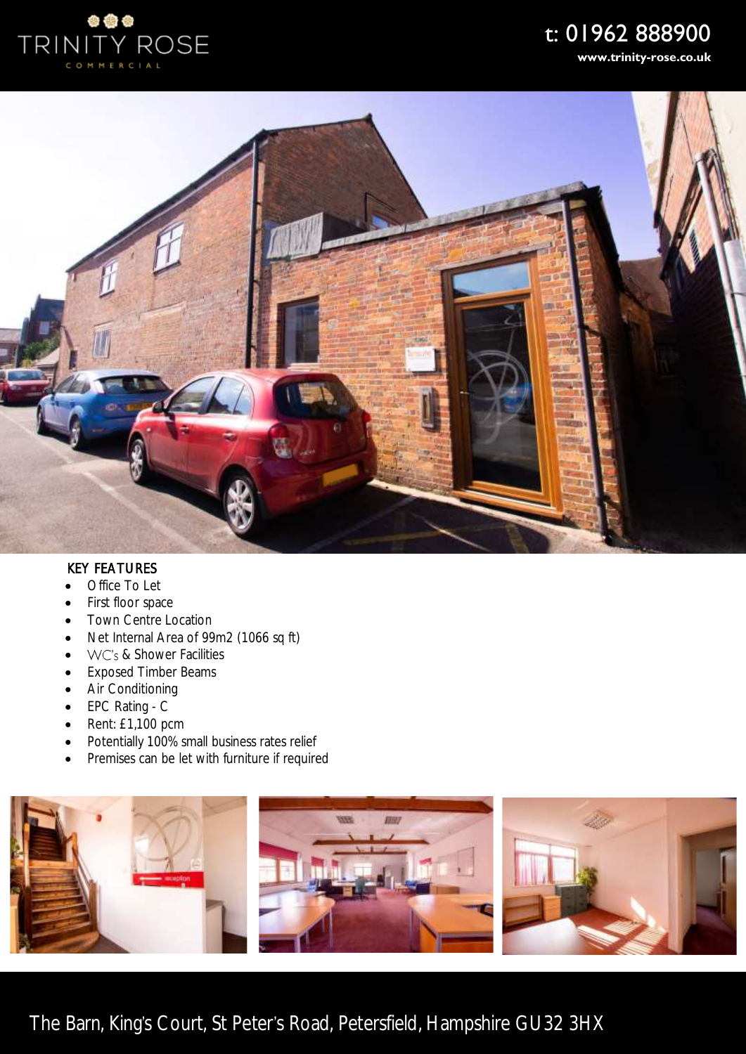TRINITY ROSE
COMMERCIAL

t: 01962 888900
www.trinity-rose.co.uk

## KEY FEATURES

- Office To Let
- First floor space
- Town Centre Location
- Net Internal Area of 99m2 (1066 sq ft)
- WC's & Shower Facilities
- Exposed Timber Beams
- Air Conditioning
- EPC Rating - C
- Rent: £1,100 pcm
- Potentially 100% small business rates relief
- Premises can be let with furniture if required

The Barn, King's Court, St Peter's Road, Petersfield, Hampshire GU32 3HX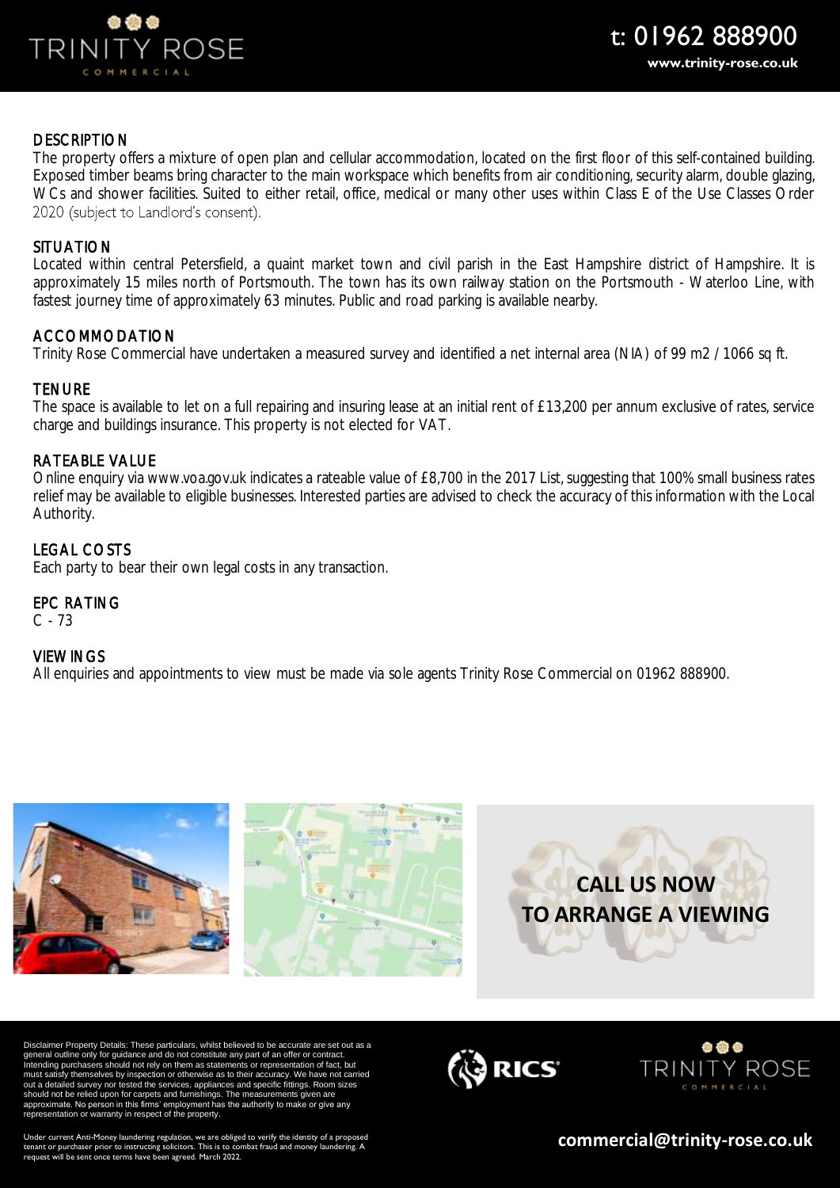## DESCRIPTION

The property offers a mixture of open plan and cellular accommodation, located on the first floor of this self-contained building. Exposed timber beams bring character to the main workspace which benefits from air conditioning, security alarm, double glazing, WCs and shower facilities. Suited to either retail, office, medical or many other uses within Class E of the Use Classes Order 2020 (subject to Landlord's consent).

## SITUATION

Located within central Petersfield, a quaint market town and civil parish in the East Hampshire district of Hampshire. It is approximately 15 miles north of Portsmouth. The town has its own railway station on the Portsmouth - Waterloo Line, with fastest journey time of approximately 63 minutes. Public and road parking is available nearby.

## ACCOMMODATION

Trinity Rose Commercial have undertaken a measured survey and identified a net internal area (NIA) of 99 m2 / 1066 sq ft.

## TENURE

The space is available to let on a full repairing and insuring lease at an initial rent of £13,200 per annum exclusive of rates, service charge and buildings insurance. This property is not elected for VAT.

## RATEABLE VALUE

Online enquiry via www.voa.gov.uk indicates a rateable value of £8,700 in the 2017 List, suggesting that 100% small business rates relief may be available to eligible businesses. Interested parties are advised to check the accuracy of this information with the Local Authority.

## LEGAL COSTS

Each party to bear their own legal costs in any transaction.

## EPC RATING

C - 73

## VIEWINGS

All enquiries and appointments to view must be made via sole agents Trinity Rose Commercial on 01962 888900.

**CALL US NOW TO ARRANGE A VIEWING**

Disclaimer Property Details: These particulars, whilst believed to be accurate are set out as a general outline only for guidance and do not constitute any part of an offer or contract. Intending purchasers should not rely on them as statements or representation of fact, but must satisfy themselves by inspection or otherwise as to their accuracy. We have not carried out a detailed survey nor tested the services, appliances and specific fittings. Room sizes should not be relied upon for carpets and furnishings. The measurements given are approximate. No person in this firms' employment has the authority to make or give any representation or warranty in respect of the property.

Under current Anti-Money laundering regulation, we are obliged to verify the identity of a proposed tenant or purchaser prior to instructing solicitors. This is to combat fraud and money laundering. A request will be sent once terms have been agreed. March 2022.

**commercial@trinity-rose.co.uk**